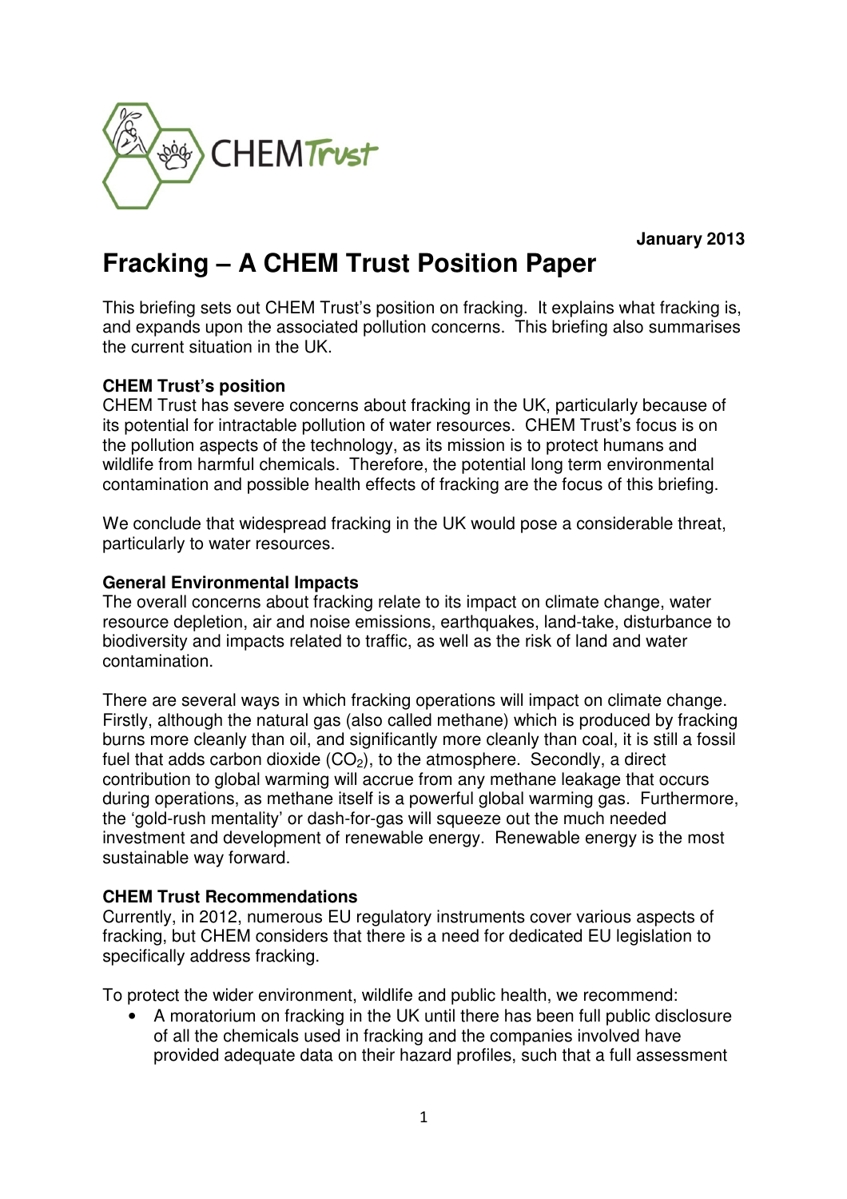**January 2013**

# Fracking – A CHEM Trust Position Paper

This briefing sets out CHEM Trust's position on fracking. It explains what fracking is, and expands upon the associated pollution concerns. This briefing also summarises the current situation in the UK.

**CHEM Trust's position**

CHEM Trust has severe concerns about fracking in the UK, particularly because of its potential for intractable pollution of water resources. CHEM Trust's focus is on the pollution aspects of the technology, as its mission is to protect humans and wildlife from harmful chemicals. Therefore, the potential long term environmental contamination and possible health effects of fracking are the focus of this briefing.

We conclude that widespread fracking in the UK would pose a considerable threat, particularly to water resources.

**General Environmental Impacts**

The overall concerns about fracking relate to its impact on climate change, water resource depletion, air and noise emissions, earthquakes, land-take, disturbance to biodiversity and impacts related to traffic, as well as the risk of land and water contamination.

There are several ways in which fracking operations will impact on climate change. Firstly, although the natural gas (also called methane) which is produced by fracking burns more cleanly than oil, and significantly more cleanly than coal, it is still a fossil fuel that adds carbon dioxide ($CO_2$), to the atmosphere. Secondly, a direct contribution to global warming will accrue from any methane leakage that occurs during operations, as methane itself is a powerful global warming gas. Furthermore, the 'gold-rush mentality' or dash-for-gas will squeeze out the much needed investment and development of renewable energy. Renewable energy is the most sustainable way forward.

**CHEM Trust Recommendations**

Currently, in 2012, numerous EU regulatory instruments cover various aspects of fracking, but CHEM considers that there is a need for dedicated EU legislation to specifically address fracking.

To protect the wider environment, wildlife and public health, we recommend:

- A moratorium on fracking in the UK until there has been full public disclosure of all the chemicals used in fracking and the companies involved have provided adequate data on their hazard profiles, such that a full assessment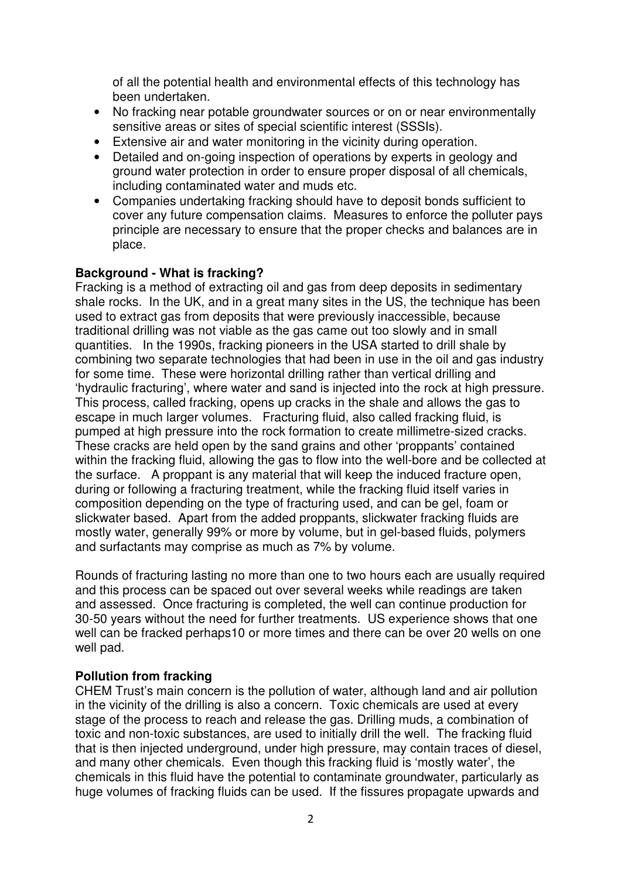of all the potential health and environmental effects of this technology has been undertaken.

- No fracking near potable groundwater sources or on or near environmentally sensitive areas or sites of special scientific interest (SSSIs).
- Extensive air and water monitoring in the vicinity during operation.
- Detailed and on-going inspection of operations by experts in geology and ground water protection in order to ensure proper disposal of all chemicals, including contaminated water and muds etc.
- Companies undertaking fracking should have to deposit bonds sufficient to cover any future compensation claims. Measures to enforce the polluter pays principle are necessary to ensure that the proper checks and balances are in place.

**Background - What is fracking?**

Fracking is a method of extracting oil and gas from deep deposits in sedimentary shale rocks. In the UK, and in a great many sites in the US, the technique has been used to extract gas from deposits that were previously inaccessible, because traditional drilling was not viable as the gas came out too slowly and in small quantities. In the 1990s, fracking pioneers in the USA started to drill shale by combining two separate technologies that had been in use in the oil and gas industry for some time. These were horizontal drilling rather than vertical drilling and 'hydraulic fracturing', where water and sand is injected into the rock at high pressure. This process, called fracking, opens up cracks in the shale and allows the gas to escape in much larger volumes. Fracturing fluid, also called fracking fluid, is pumped at high pressure into the rock formation to create millimetre-sized cracks. These cracks are held open by the sand grains and other 'proppants' contained within the fracking fluid, allowing the gas to flow into the well-bore and be collected at the surface. A proppant is any material that will keep the induced fracture open, during or following a fracturing treatment, while the fracking fluid itself varies in composition depending on the type of fracturing used, and can be gel, foam or slickwater based. Apart from the added proppants, slickwater fracking fluids are mostly water, generally 99% or more by volume, but in gel-based fluids, polymers and surfactants may comprise as much as 7% by volume.

Rounds of fracturing lasting no more than one to two hours each are usually required and this process can be spaced out over several weeks while readings are taken and assessed. Once fracturing is completed, the well can continue production for 30-50 years without the need for further treatments. US experience shows that one well can be fracked perhaps10 or more times and there can be over 20 wells on one well pad.

**Pollution from fracking**

CHEM Trust's main concern is the pollution of water, although land and air pollution in the vicinity of the drilling is also a concern. Toxic chemicals are used at every stage of the process to reach and release the gas. Drilling muds, a combination of toxic and non-toxic substances, are used to initially drill the well. The fracking fluid that is then injected underground, under high pressure, may contain traces of diesel, and many other chemicals. Even though this fracking fluid is 'mostly water', the chemicals in this fluid have the potential to contaminate groundwater, particularly as huge volumes of fracking fluids can be used. If the fissures propagate upwards and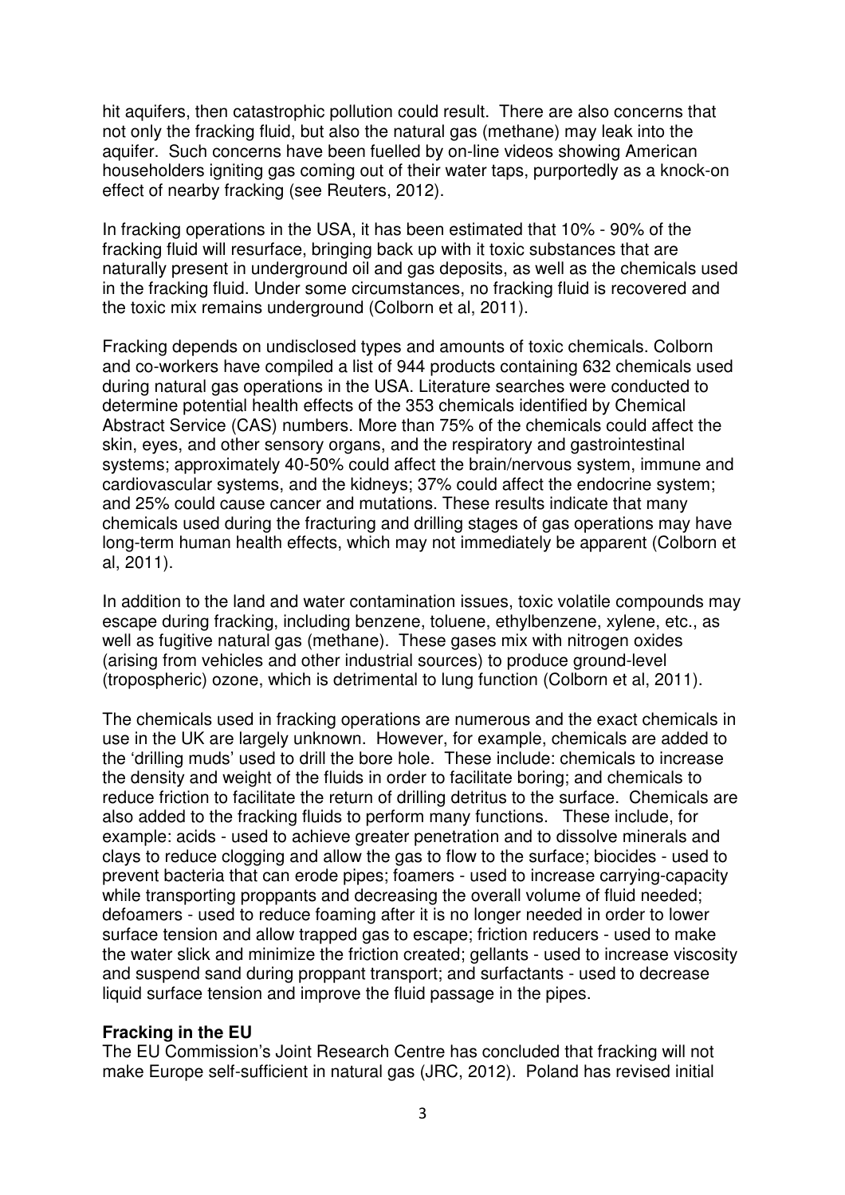hit aquifers, then catastrophic pollution could result. There are also concerns that not only the fracking fluid, but also the natural gas (methane) may leak into the aquifer. Such concerns have been fuelled by on-line videos showing American householders igniting gas coming out of their water taps, purportedly as a knock-on effect of nearby fracking (see Reuters, 2012).

In fracking operations in the USA, it has been estimated that 10% - 90% of the fracking fluid will resurface, bringing back up with it toxic substances that are naturally present in underground oil and gas deposits, as well as the chemicals used in the fracking fluid. Under some circumstances, no fracking fluid is recovered and the toxic mix remains underground (Colborn et al, 2011).

Fracking depends on undisclosed types and amounts of toxic chemicals. Colborn and co-workers have compiled a list of 944 products containing 632 chemicals used during natural gas operations in the USA. Literature searches were conducted to determine potential health effects of the 353 chemicals identified by Chemical Abstract Service (CAS) numbers. More than 75% of the chemicals could affect the skin, eyes, and other sensory organs, and the respiratory and gastrointestinal systems; approximately 40-50% could affect the brain/nervous system, immune and cardiovascular systems, and the kidneys; 37% could affect the endocrine system; and 25% could cause cancer and mutations. These results indicate that many chemicals used during the fracturing and drilling stages of gas operations may have long-term human health effects, which may not immediately be apparent (Colborn et al, 2011).

In addition to the land and water contamination issues, toxic volatile compounds may escape during fracking, including benzene, toluene, ethylbenzene, xylene, etc., as well as fugitive natural gas (methane). These gases mix with nitrogen oxides (arising from vehicles and other industrial sources) to produce ground-level (tropospheric) ozone, which is detrimental to lung function (Colborn et al, 2011).

The chemicals used in fracking operations are numerous and the exact chemicals in use in the UK are largely unknown. However, for example, chemicals are added to the 'drilling muds' used to drill the bore hole. These include: chemicals to increase the density and weight of the fluids in order to facilitate boring; and chemicals to reduce friction to facilitate the return of drilling detritus to the surface. Chemicals are also added to the fracking fluids to perform many functions. These include, for example: acids - used to achieve greater penetration and to dissolve minerals and clays to reduce clogging and allow the gas to flow to the surface; biocides - used to prevent bacteria that can erode pipes; foamers - used to increase carrying-capacity while transporting proppants and decreasing the overall volume of fluid needed; defoamers - used to reduce foaming after it is no longer needed in order to lower surface tension and allow trapped gas to escape; friction reducers - used to make the water slick and minimize the friction created; gellants - used to increase viscosity and suspend sand during proppant transport; and surfactants - used to decrease liquid surface tension and improve the fluid passage in the pipes.

**Fracking in the EU**

The EU Commission's Joint Research Centre has concluded that fracking will not make Europe self-sufficient in natural gas (JRC, 2012). Poland has revised initial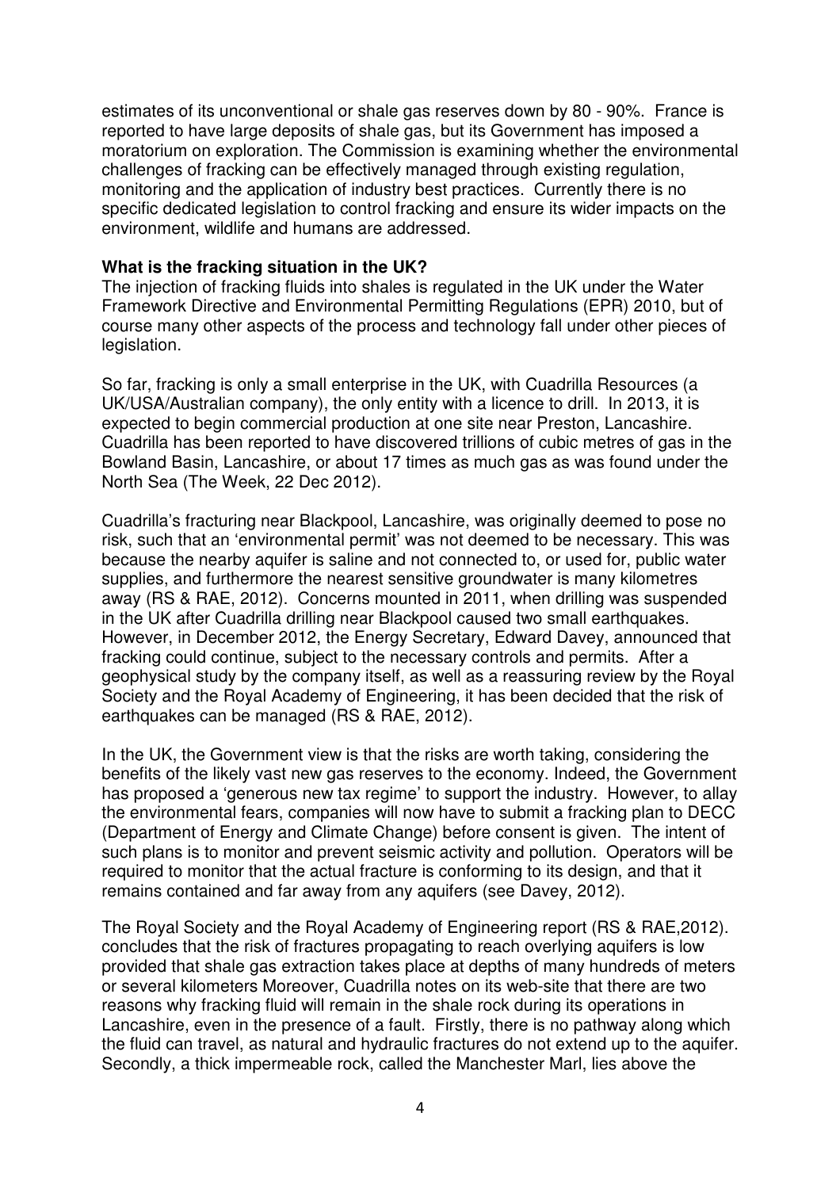estimates of its unconventional or shale gas reserves down by 80 - 90%. France is reported to have large deposits of shale gas, but its Government has imposed a moratorium on exploration. The Commission is examining whether the environmental challenges of fracking can be effectively managed through existing regulation, monitoring and the application of industry best practices. Currently there is no specific dedicated legislation to control fracking and ensure its wider impacts on the environment, wildlife and humans are addressed.

**What is the fracking situation in the UK?**

The injection of fracking fluids into shales is regulated in the UK under the Water Framework Directive and Environmental Permitting Regulations (EPR) 2010, but of course many other aspects of the process and technology fall under other pieces of legislation.

So far, fracking is only a small enterprise in the UK, with Cuadrilla Resources (a UK/USA/Australian company), the only entity with a licence to drill. In 2013, it is expected to begin commercial production at one site near Preston, Lancashire. Cuadrilla has been reported to have discovered trillions of cubic metres of gas in the Bowland Basin, Lancashire, or about 17 times as much gas as was found under the North Sea (The Week, 22 Dec 2012).

Cuadrilla's fracturing near Blackpool, Lancashire, was originally deemed to pose no risk, such that an 'environmental permit' was not deemed to be necessary. This was because the nearby aquifer is saline and not connected to, or used for, public water supplies, and furthermore the nearest sensitive groundwater is many kilometres away (RS & RAE, 2012). Concerns mounted in 2011, when drilling was suspended in the UK after Cuadrilla drilling near Blackpool caused two small earthquakes. However, in December 2012, the Energy Secretary, Edward Davey, announced that fracking could continue, subject to the necessary controls and permits. After a geophysical study by the company itself, as well as a reassuring review by the Royal Society and the Royal Academy of Engineering, it has been decided that the risk of earthquakes can be managed (RS & RAE, 2012).

In the UK, the Government view is that the risks are worth taking, considering the benefits of the likely vast new gas reserves to the economy. Indeed, the Government has proposed a 'generous new tax regime' to support the industry. However, to allay the environmental fears, companies will now have to submit a fracking plan to DECC (Department of Energy and Climate Change) before consent is given. The intent of such plans is to monitor and prevent seismic activity and pollution. Operators will be required to monitor that the actual fracture is conforming to its design, and that it remains contained and far away from any aquifers (see Davey, 2012).

The Royal Society and the Royal Academy of Engineering report (RS & RAE,2012). concludes that the risk of fractures propagating to reach overlying aquifers is low provided that shale gas extraction takes place at depths of many hundreds of meters or several kilometers Moreover, Cuadrilla notes on its web-site that there are two reasons why fracking fluid will remain in the shale rock during its operations in Lancashire, even in the presence of a fault. Firstly, there is no pathway along which the fluid can travel, as natural and hydraulic fractures do not extend up to the aquifer. Secondly, a thick impermeable rock, called the Manchester Marl, lies above the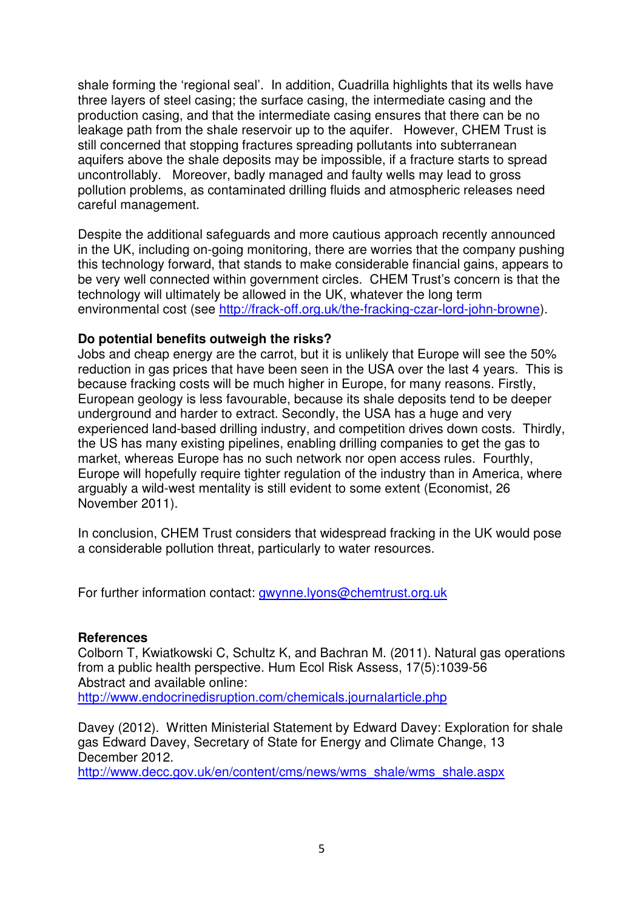shale forming the 'regional seal'. In addition, Cuadrilla highlights that its wells have three layers of steel casing; the surface casing, the intermediate casing and the production casing, and that the intermediate casing ensures that there can be no leakage path from the shale reservoir up to the aquifer. However, CHEM Trust is still concerned that stopping fractures spreading pollutants into subterranean aquifers above the shale deposits may be impossible, if a fracture starts to spread uncontrollably. Moreover, badly managed and faulty wells may lead to gross pollution problems, as contaminated drilling fluids and atmospheric releases need careful management.

Despite the additional safeguards and more cautious approach recently announced in the UK, including on-going monitoring, there are worries that the company pushing this technology forward, that stands to make considerable financial gains, appears to be very well connected within government circles. CHEM Trust's concern is that the technology will ultimately be allowed in the UK, whatever the long term environmental cost (see http://frack-off.org.uk/the-fracking-czar-lord-john-browne).

**Do potential benefits outweigh the risks?**

Jobs and cheap energy are the carrot, but it is unlikely that Europe will see the 50% reduction in gas prices that have been seen in the USA over the last 4 years. This is because fracking costs will be much higher in Europe, for many reasons. Firstly, European geology is less favourable, because its shale deposits tend to be deeper underground and harder to extract. Secondly, the USA has a huge and very experienced land-based drilling industry, and competition drives down costs. Thirdly, the US has many existing pipelines, enabling drilling companies to get the gas to market, whereas Europe has no such network nor open access rules. Fourthly, Europe will hopefully require tighter regulation of the industry than in America, where arguably a wild-west mentality is still evident to some extent (Economist, 26 November 2011).

In conclusion, CHEM Trust considers that widespread fracking in the UK would pose a considerable pollution threat, particularly to water resources.

For further information contact: gwynne.lyons@chemtrust.org.uk

**References**

Colborn T, Kwiatkowski C, Schultz K, and Bachran M. (2011). Natural gas operations from a public health perspective. Hum Ecol Risk Assess, 17(5):1039-56
Abstract and available online:
http://www.endocrinedisruption.com/chemicals.journalarticle.php

Davey (2012). Written Ministerial Statement by Edward Davey: Exploration for shale gas Edward Davey, Secretary of State for Energy and Climate Change, 13 December 2012.
http://www.decc.gov.uk/en/content/cms/news/wms_shale/wms_shale.aspx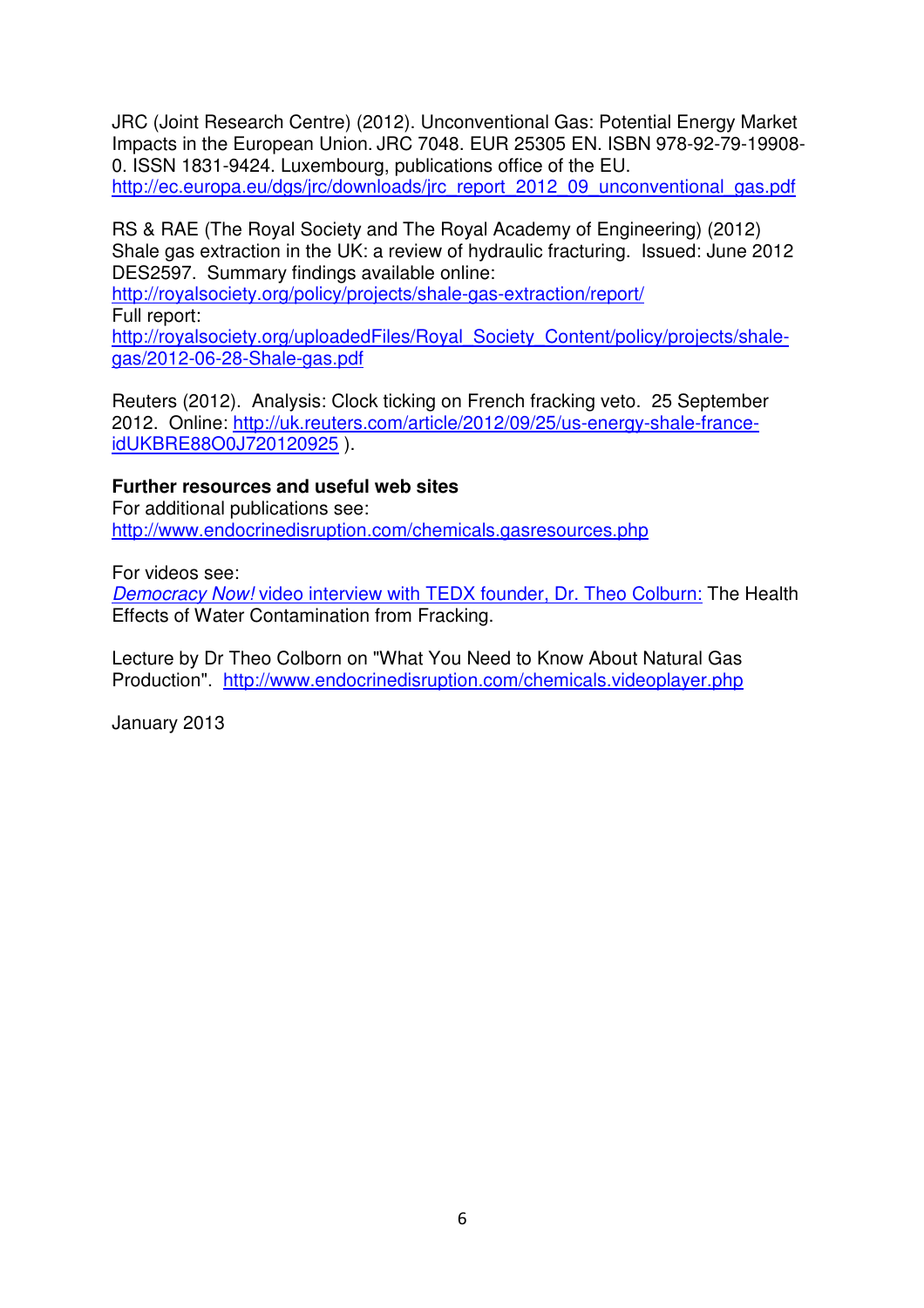JRC (Joint Research Centre) (2012). Unconventional Gas: Potential Energy Market Impacts in the European Union. JRC 7048. EUR 25305 EN. ISBN 978-92-79-19908-0. ISSN 1831-9424. Luxembourg, publications office of the EU. http://ec.europa.eu/dgs/jrc/downloads/jrc_report_2012_09_unconventional_gas.pdf

RS & RAE (The Royal Society and The Royal Academy of Engineering) (2012) Shale gas extraction in the UK: a review of hydraulic fracturing. Issued: June 2012 DES2597. Summary findings available online:
http://royalsociety.org/policy/projects/shale-gas-extraction/report/
Full report:
http://royalsociety.org/uploadedFiles/Royal_Society_Content/policy/projects/shale-gas/2012-06-28-Shale-gas.pdf

Reuters (2012). Analysis: Clock ticking on French fracking veto. 25 September 2012. Online: http://uk.reuters.com/article/2012/09/25/us-energy-shale-france-idUKBRE88O0J720120925 ).

**Further resources and useful web sites**
For additional publications see:
http://www.endocrinedisruption.com/chemicals.gasresources.php

For videos see:
*Democracy Now!* video interview with TEDX founder, Dr. Theo Colburn: The Health Effects of Water Contamination from Fracking.

Lecture by Dr Theo Colborn on "What You Need to Know About Natural Gas Production". http://www.endocrinedisruption.com/chemicals.videoplayer.php

January 2013